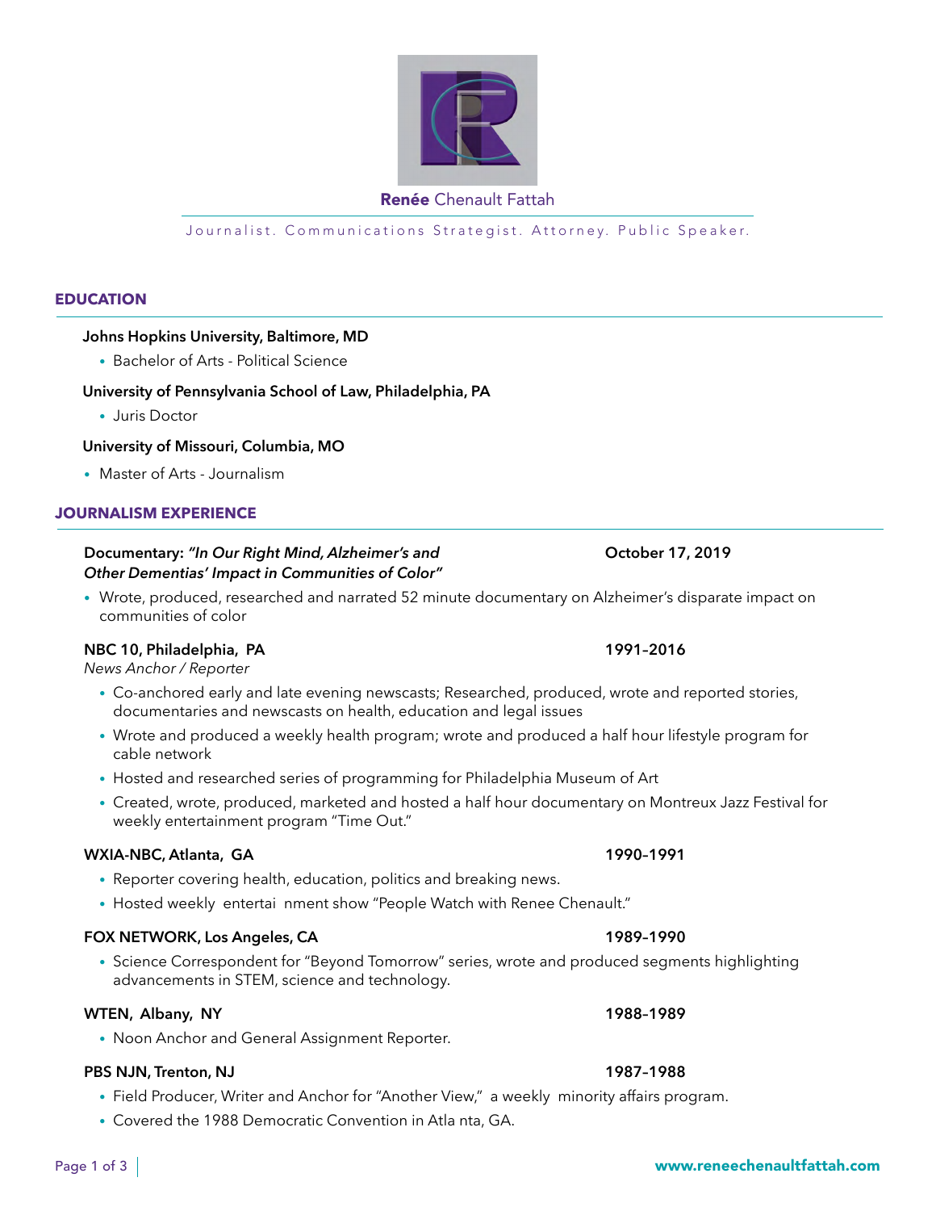# **Renée** Chenault Fattah

Journalist. Communications Strategist. Attorney. Public Speaker.

## EDUCATION

**Johns Hopkins University, Baltimore, MD**

- Bachelor of Arts - Political Science

**University of Pennsylvania School of Law, Philadelphia, PA**

- Juris Doctor

**University of Missouri, Columbia, MO**

- Master of Arts - Journalism

## JOURNALISM EXPERIENCE

**Documentary:** ***"In Our Right Mind, Alzheimer's and Other Dementias' Impact in Communities of Color"*** — **October 17, 2019**

- Wrote, produced, researched and narrated 52 minute documentary on Alzheimer's disparate impact on communities of color

**NBC 10, Philadelphia, PA** — **1991–2016**

*News Anchor / Reporter*

- Co-anchored early and late evening newscasts; Researched, produced, wrote and reported stories, documentaries and newscasts on health, education and legal issues
- Wrote and produced a weekly health program; wrote and produced a half hour lifestyle program for cable network
- Hosted and researched series of programming for Philadelphia Museum of Art
- Created, wrote, produced, marketed and hosted a half hour documentary on Montreux Jazz Festival for weekly entertainment program "Time Out."

**WXIA-NBC, Atlanta, GA** — **1990–1991**

- Reporter covering health, education, politics and breaking news.
- Hosted weekly entertai nment show "People Watch with Renee Chenault."

**FOX NETWORK, Los Angeles, CA** — **1989–1990**

- Science Correspondent for "Beyond Tomorrow" series, wrote and produced segments highlighting advancements in STEM, science and technology.

**WTEN, Albany, NY** — **1988–1989**

- Noon Anchor and General Assignment Reporter.

**PBS NJN, Trenton, NJ** — **1987–1988**

- Field Producer, Writer and Anchor for "Another View," a weekly minority affairs program.
- Covered the 1988 Democratic Convention in Atla nta, GA.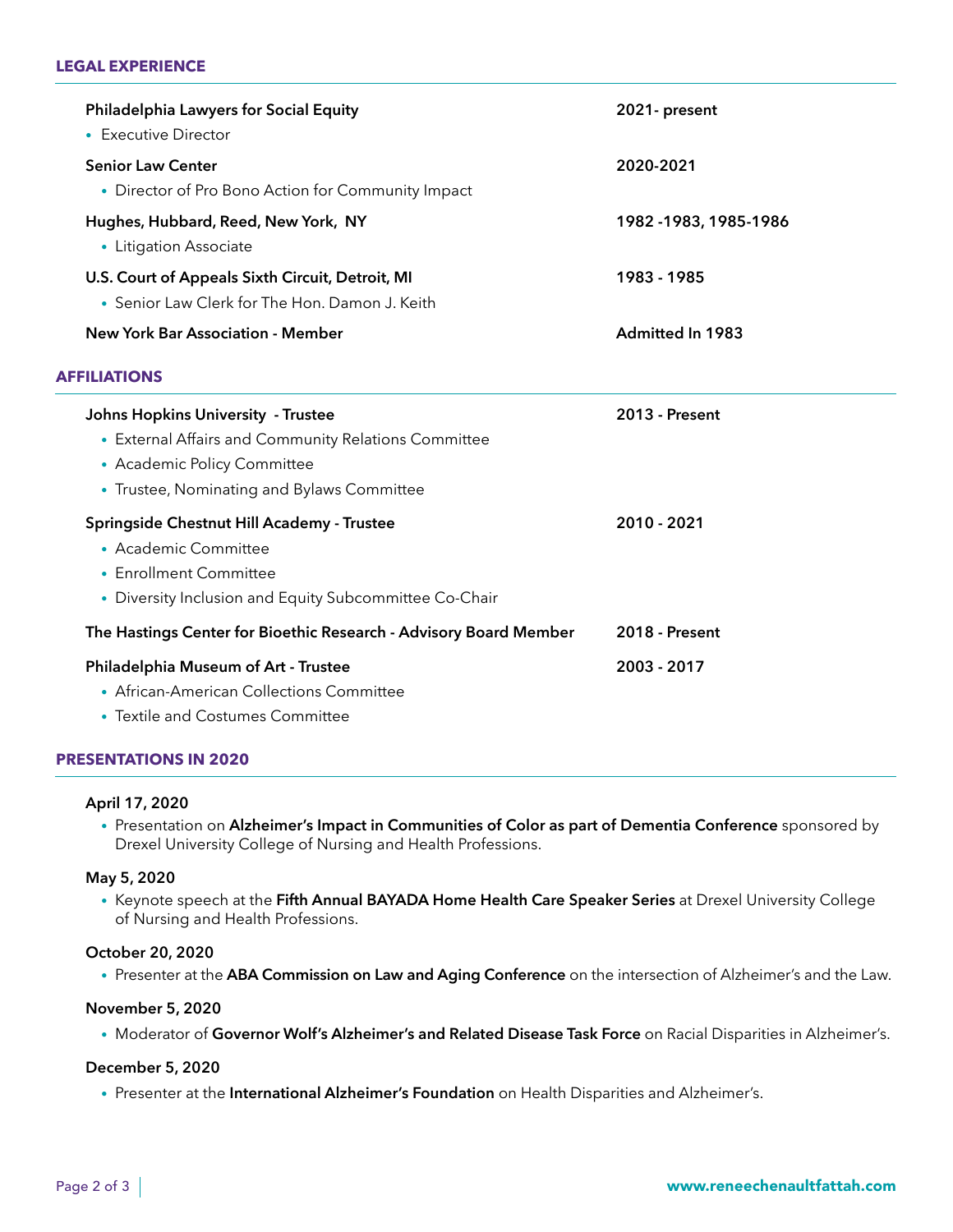## LEGAL EXPERIENCE

**Philadelphia Lawyers for Social Equity** — **2021- present**
- Executive Director

**Senior Law Center** — **2020-2021**
- Director of Pro Bono Action for Community Impact

**Hughes, Hubbard, Reed, New York, NY** — **1982 -1983, 1985-1986**
- Litigation Associate

**U.S. Court of Appeals Sixth Circuit, Detroit, MI** — **1983 - 1985**
- Senior Law Clerk for The Hon. Damon J. Keith

**New York Bar Association - Member** — **Admitted In 1983**

## AFFILIATIONS

**Johns Hopkins University - Trustee** — **2013 - Present**
- External Affairs and Community Relations Committee
- Academic Policy Committee
- Trustee, Nominating and Bylaws Committee

**Springside Chestnut Hill Academy - Trustee** — **2010 - 2021**
- Academic Committee
- Enrollment Committee
- Diversity Inclusion and Equity Subcommittee Co-Chair

**The Hastings Center for Bioethic Research - Advisory Board Member** — **2018 - Present**

**Philadelphia Museum of Art - Trustee** — **2003 - 2017**
- African-American Collections Committee
- Textile and Costumes Committee

## PRESENTATIONS IN 2020

**April 17, 2020**
- Presentation on **Alzheimer's Impact in Communities of Color as part of Dementia Conference** sponsored by Drexel University College of Nursing and Health Professions.

**May 5, 2020**
- Keynote speech at the **Fifth Annual BAYADA Home Health Care Speaker Series** at Drexel University College of Nursing and Health Professions.

**October 20, 2020**
- Presenter at the **ABA Commission on Law and Aging Conference** on the intersection of Alzheimer's and the Law.

**November 5, 2020**
- Moderator of **Governor Wolf's Alzheimer's and Related Disease Task Force** on Racial Disparities in Alzheimer's.

**December 5, 2020**
- Presenter at the **International Alzheimer's Foundation** on Health Disparities and Alzheimer's.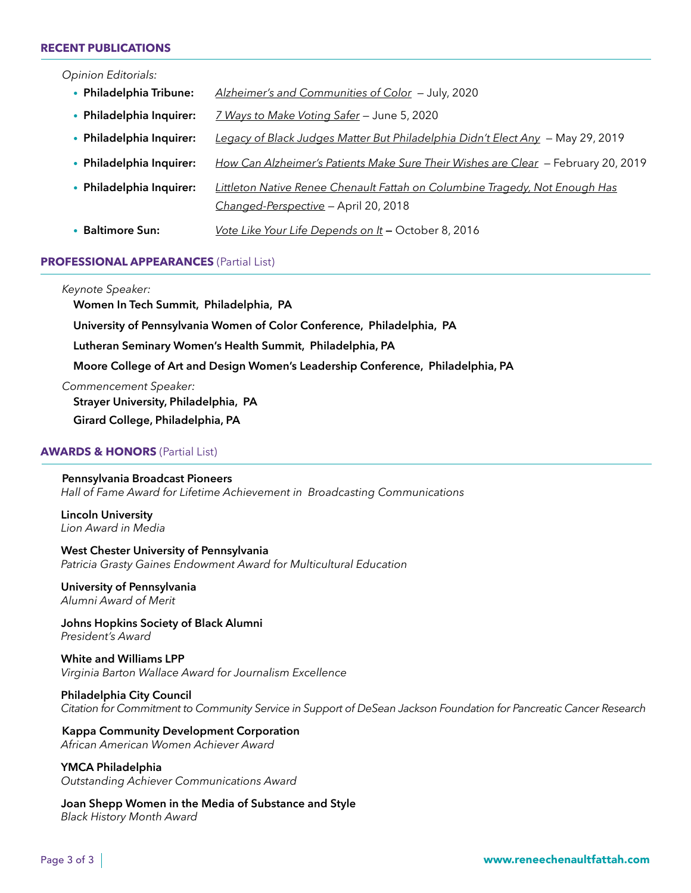## RECENT PUBLICATIONS

*Opinion Editorials:*

- **Philadelphia Tribune:** *Alzheimer's and Communities of Color* — July, 2020
- **Philadelphia Inquirer:** *7 Ways to Make Voting Safer* — June 5, 2020
- **Philadelphia Inquirer:** *Legacy of Black Judges Matter But Philadelphia Didn't Elect Any* — May 29, 2019
- **Philadelphia Inquirer:** *How Can Alzheimer's Patients Make Sure Their Wishes are Clear* — February 20, 2019
- **Philadelphia Inquirer:** *Littleton Native Renee Chenault Fattah on Columbine Tragedy, Not Enough Has Changed-Perspective* – April 20, 2018
- **Baltimore Sun:** *Vote Like Your Life Depends on It* – October 8, 2016

## PROFESSIONAL APPEARANCES (Partial List)

*Keynote Speaker:*

**Women In Tech Summit, Philadelphia, PA**

**University of Pennsylvania Women of Color Conference, Philadelphia, PA**

**Lutheran Seminary Women's Health Summit, Philadelphia, PA**

**Moore College of Art and Design Women's Leadership Conference, Philadelphia, PA**

*Commencement Speaker:*

**Strayer University, Philadelphia, PA**

**Girard College, Philadelphia, PA**

## AWARDS & HONORS (Partial List)

**Pennsylvania Broadcast Pioneers**
*Hall of Fame Award for Lifetime Achievement in Broadcasting Communications*

**Lincoln University**
*Lion Award in Media*

**West Chester University of Pennsylvania**
*Patricia Grasty Gaines Endowment Award for Multicultural Education*

**University of Pennsylvania**
*Alumni Award of Merit*

**Johns Hopkins Society of Black Alumni**
*President's Award*

**White and Williams LPP**
*Virginia Barton Wallace Award for Journalism Excellence*

**Philadelphia City Council**
*Citation for Commitment to Community Service in Support of DeSean Jackson Foundation for Pancreatic Cancer Research*

**Kappa Community Development Corporation**
*African American Women Achiever Award*

**YMCA Philadelphia**
*Outstanding Achiever Communications Award*

**Joan Shepp Women in the Media of Substance and Style**
*Black History Month Award*

www.reneechenaultfattah.com